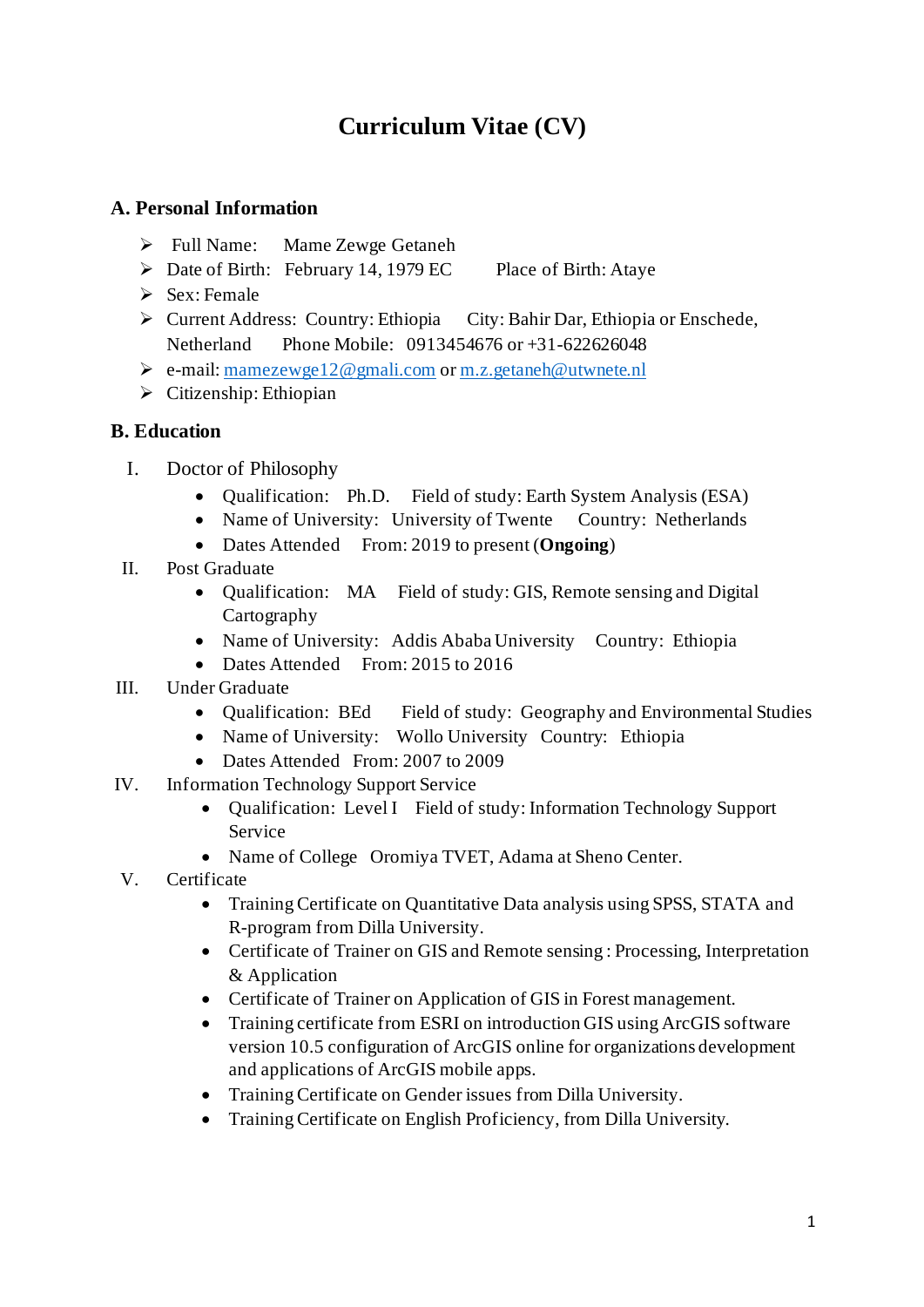# Curriculum Vitae (CV)

## A. Personal Information

- Full Name: Mame Zewge Getaneh
- Date of Birth: February 14, 1979 EC Place of Birth: Ataye
- Sex: Female
- Current Address: Country: Ethiopia City: Bahir Dar, Ethiopia or Enschede, Netherland Phone Mobile: 0913454676 or +31-622626048
- e-mail: mamezewge12@gmali.com or m.z.getaneh@utwnete.nl
- Citizenship: Ethiopian

## B. Education

I. Doctor of Philosophy
   - Qualification: Ph.D. Field of study: Earth System Analysis (ESA)
   - Name of University: University of Twente Country: Netherlands
   - Dates Attended From: 2019 to present (**Ongoing**)

II. Post Graduate
   - Qualification: MA Field of study: GIS, Remote sensing and Digital Cartography
   - Name of University: Addis Ababa University Country: Ethiopia
   - Dates Attended From: 2015 to 2016

III. Under Graduate
   - Qualification: BEd Field of study: Geography and Environmental Studies
   - Name of University: Wollo University Country: Ethiopia
   - Dates Attended From: 2007 to 2009

IV. Information Technology Support Service
   - Qualification: Level I Field of study: Information Technology Support Service
   - Name of College Oromiya TVET, Adama at Sheno Center.

V. Certificate
   - Training Certificate on Quantitative Data analysis using SPSS, STATA and R-program from Dilla University.
   - Certificate of Trainer on GIS and Remote sensing : Processing, Interpretation & Application
   - Certificate of Trainer on Application of GIS in Forest management.
   - Training certificate from ESRI on introduction GIS using ArcGIS software version 10.5 configuration of ArcGIS online for organizations development and applications of ArcGIS mobile apps.
   - Training Certificate on Gender issues from Dilla University.
   - Training Certificate on English Proficiency, from Dilla University.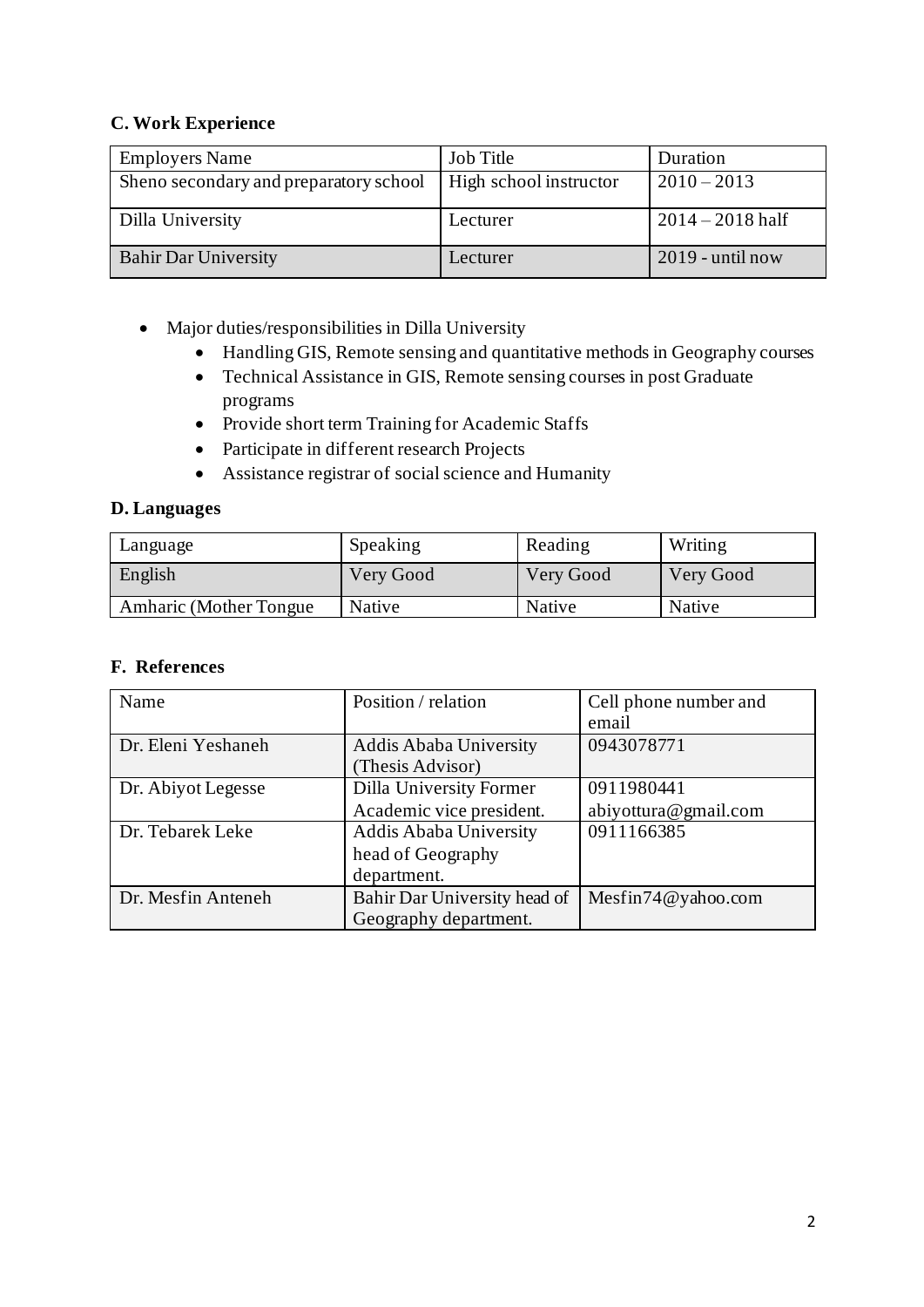### C. Work Experience

| Employers Name | Job Title | Duration |
|---|---|---|
| Sheno secondary and preparatory school | High school instructor | 2010 – 2013 |
| Dilla University | Lecturer | 2014 – 2018 half |
| Bahir Dar University | Lecturer | 2019 - until now |

- Major duties/responsibilities in Dilla University
  - Handling GIS, Remote sensing and quantitative methods in Geography courses
  - Technical Assistance in GIS, Remote sensing courses in post Graduate programs
  - Provide short term Training for Academic Staffs
  - Participate in different research Projects
  - Assistance registrar of social science and Humanity

### D. Languages

| Language | Speaking | Reading | Writing |
|---|---|---|---|
| English | Very Good | Very Good | Very Good |
| Amharic (Mother Tongue | Native | Native | Native |

### F. References

| Name | Position / relation | Cell phone number and email |
|---|---|---|
| Dr. Eleni Yeshaneh | Addis Ababa University (Thesis Advisor) | 0943078771 |
| Dr. Abiyot Legesse | Dilla University Former Academic vice president. | 0911980441 abiyottura@gmail.com |
| Dr. Tebarek Leke | Addis Ababa University head of Geography department. | 0911166385 |
| Dr. Mesfin Anteneh | Bahir Dar University head of Geography department. | Mesfin74@yahoo.com |